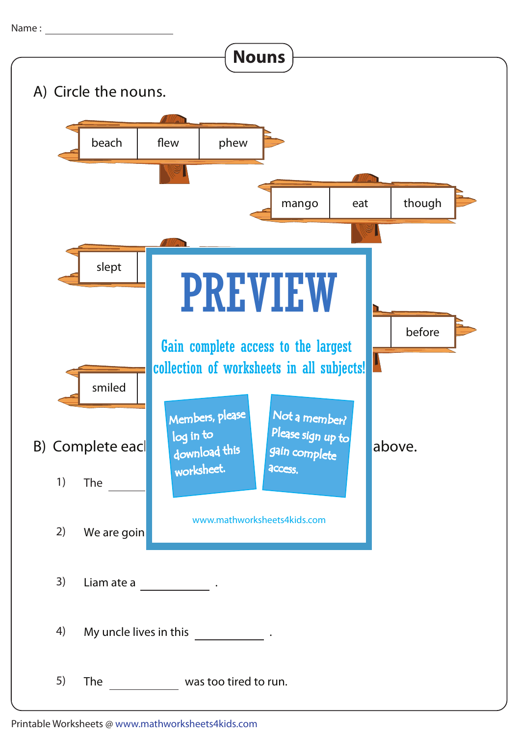Name : ____________________

# Nouns

## A) Circle the nouns.

| beach | flew | phew |
|---|---|---|

| mango | eat | though |
|---|---|---|

| slept | | |
|---|---|---|

| | | before |
|---|---|---|

| smiled | | |
|---|---|---|

PREVIEW

Gain complete access to the largest collection of worksheets in all subjects!

Members, please log in to download this worksheet.

Not a member? Please sign up to gain complete access.

www.mathworksheets4kids.com

## B) Complete eac... above.

1) The ________

2) We are goin...

3) Liam ate a ____________ .

4) My uncle lives in this ____________ .

5) The ____________ was too tired to run.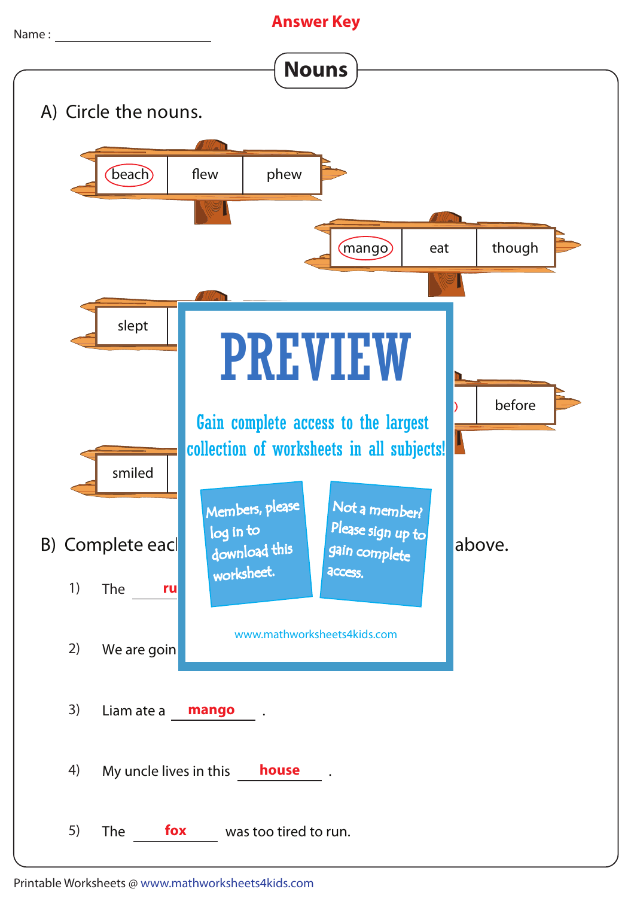Name : ____________________

**Answer Key**

# Nouns

## A) Circle the nouns.

| | | |
|---|---|---|
| (beach) | flew | phew |

| | | |
|---|---|---|
| (mango) | eat | though |

| | | |
|---|---|---|
| slept | | |

| | | |
|---|---|---|
| | ) | before |

| | | |
|---|---|---|
| smiled | | |

PREVIEW

Gain complete access to the largest collection of worksheets in all subjects!

Members, please log in to download this worksheet.

Not a member? Please sign up to gain complete access.

www.mathworksheets4kids.com

## B) Complete eac ... above.

1) The ru

2) We are goin

3) Liam ate a **mango** .

4) My uncle lives in this **house** .

5) The **fox** was too tired to run.

Printable Worksheets @ www.mathworksheets4kids.com